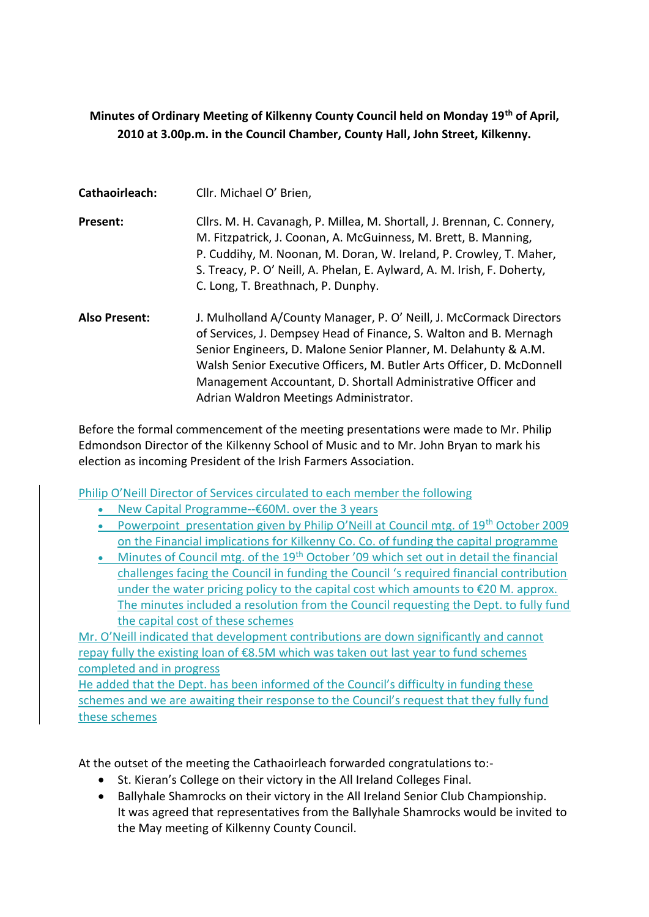**Minutes of Ordinary Meeting of Kilkenny County Council held on Monday 19th of April, 2010 at 3.00p.m. in the Council Chamber, County Hall, John Street, Kilkenny.**

**Cathaoirleach:** Cllr. Michael O' Brien,

**Present:** Cllrs. M. H. Cavanagh, P. Millea, M. Shortall, J. Brennan, C. Connery, M. Fitzpatrick, J. Coonan, A. McGuinness, M. Brett, B. Manning, P. Cuddihy, M. Noonan, M. Doran, W. Ireland, P. Crowley, T. Maher, S. Treacy, P. O' Neill, A. Phelan, E. Aylward, A. M. Irish, F. Doherty, C. Long, T. Breathnach, P. Dunphy.

**Also Present:** J. Mulholland A/County Manager, P. O' Neill, J. McCormack Directors of Services, J. Dempsey Head of Finance, S. Walton and B. Mernagh Senior Engineers, D. Malone Senior Planner, M. Delahunty & A.M. Walsh Senior Executive Officers, M. Butler Arts Officer, D. McDonnell Management Accountant, D. Shortall Administrative Officer and Adrian Waldron Meetings Administrator.

Before the formal commencement of the meeting presentations were made to Mr. Philip Edmondson Director of the Kilkenny School of Music and to Mr. John Bryan to mark his election as incoming President of the Irish Farmers Association.

Philip O'Neill Director of Services circulated to each member the following

- New Capital Programme--€60M. over the 3 years
- Powerpoint presentation given by Philip O'Neill at Council mtg. of 19th October 2009 on the Financial implications for Kilkenny Co. Co. of funding the capital programme
- Minutes of Council mtg. of the 19th October '09 which set out in detail the financial challenges facing the Council in funding the Council 's required financial contribution under the water pricing policy to the capital cost which amounts to €20 M. approx. The minutes included a resolution from the Council requesting the Dept. to fully fund the capital cost of these schemes

Mr. O'Neill indicated that development contributions are down significantly and cannot repay fully the existing loan of €8.5M which was taken out last year to fund schemes completed and in progress

He added that the Dept. has been informed of the Council's difficulty in funding these schemes and we are awaiting their response to the Council's request that they fully fund these schemes

At the outset of the meeting the Cathaoirleach forwarded congratulations to:-

- St. Kieran's College on their victory in the All Ireland Colleges Final.
- Ballyhale Shamrocks on their victory in the All Ireland Senior Club Championship. It was agreed that representatives from the Ballyhale Shamrocks would be invited to the May meeting of Kilkenny County Council.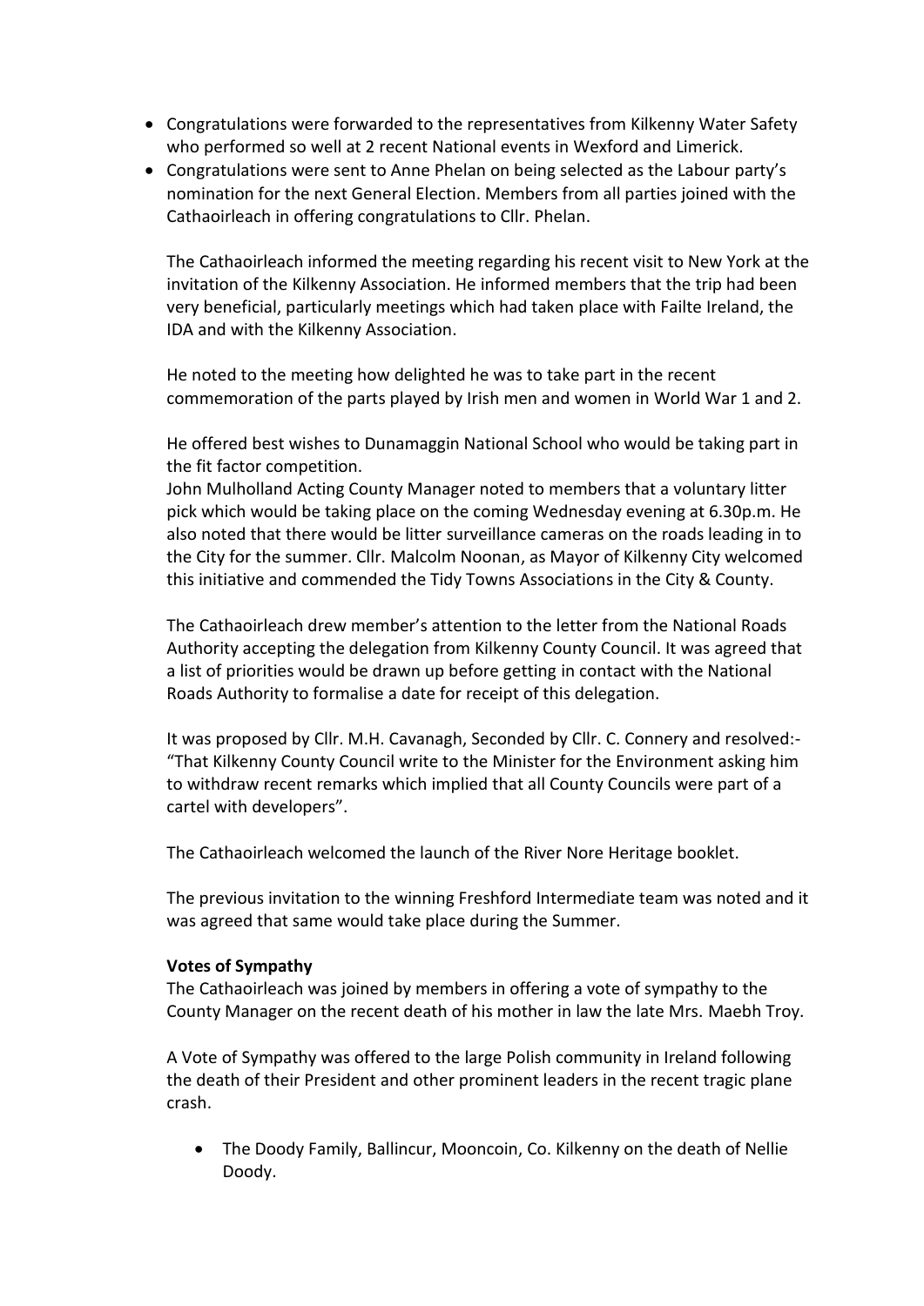- Congratulations were forwarded to the representatives from Kilkenny Water Safety who performed so well at 2 recent National events in Wexford and Limerick.
- Congratulations were sent to Anne Phelan on being selected as the Labour party's nomination for the next General Election. Members from all parties joined with the Cathaoirleach in offering congratulations to Cllr. Phelan.

  The Cathaoirleach informed the meeting regarding his recent visit to New York at the invitation of the Kilkenny Association. He informed members that the trip had been very beneficial, particularly meetings which had taken place with Failte Ireland, the IDA and with the Kilkenny Association.

  He noted to the meeting how delighted he was to take part in the recent commemoration of the parts played by Irish men and women in World War 1 and 2.

  He offered best wishes to Dunamaggin National School who would be taking part in the fit factor competition.
  John Mulholland Acting County Manager noted to members that a voluntary litter pick which would be taking place on the coming Wednesday evening at 6.30p.m. He also noted that there would be litter surveillance cameras on the roads leading in to the City for the summer. Cllr. Malcolm Noonan, as Mayor of Kilkenny City welcomed this initiative and commended the Tidy Towns Associations in the City & County.

  The Cathaoirleach drew member's attention to the letter from the National Roads Authority accepting the delegation from Kilkenny County Council. It was agreed that a list of priorities would be drawn up before getting in contact with the National Roads Authority to formalise a date for receipt of this delegation.

  It was proposed by Cllr. M.H. Cavanagh, Seconded by Cllr. C. Connery and resolved:- "That Kilkenny County Council write to the Minister for the Environment asking him to withdraw recent remarks which implied that all County Councils were part of a cartel with developers".

  The Cathaoirleach welcomed the launch of the River Nore Heritage booklet.

  The previous invitation to the winning Freshford Intermediate team was noted and it was agreed that same would take place during the Summer.

  **Votes of Sympathy**
  The Cathaoirleach was joined by members in offering a vote of sympathy to the County Manager on the recent death of his mother in law the late Mrs. Maebh Troy.

  A Vote of Sympathy was offered to the large Polish community in Ireland following the death of their President and other prominent leaders in the recent tragic plane crash.

  - The Doody Family, Ballincur, Mooncoin, Co. Kilkenny on the death of Nellie Doody.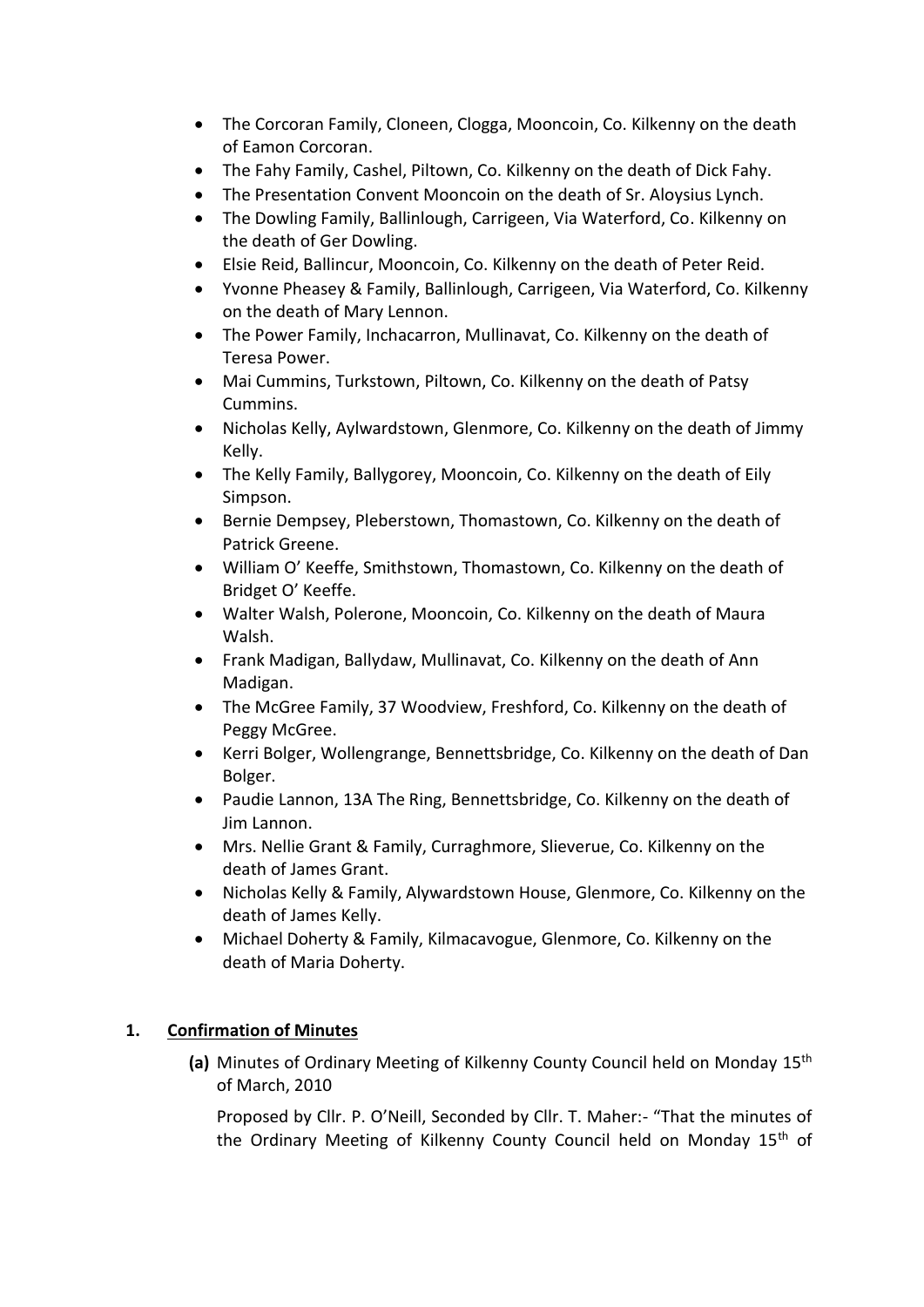- The Corcoran Family, Cloneen, Clogga, Mooncoin, Co. Kilkenny on the death of Eamon Corcoran.
- The Fahy Family, Cashel, Piltown, Co. Kilkenny on the death of Dick Fahy.
- The Presentation Convent Mooncoin on the death of Sr. Aloysius Lynch.
- The Dowling Family, Ballinlough, Carrigeen, Via Waterford, Co. Kilkenny on the death of Ger Dowling.
- Elsie Reid, Ballincur, Mooncoin, Co. Kilkenny on the death of Peter Reid.
- Yvonne Pheasey & Family, Ballinlough, Carrigeen, Via Waterford, Co. Kilkenny on the death of Mary Lennon.
- The Power Family, Inchacarron, Mullinavat, Co. Kilkenny on the death of Teresa Power.
- Mai Cummins, Turkstown, Piltown, Co. Kilkenny on the death of Patsy Cummins.
- Nicholas Kelly, Aylwardstown, Glenmore, Co. Kilkenny on the death of Jimmy Kelly.
- The Kelly Family, Ballygorey, Mooncoin, Co. Kilkenny on the death of Eily Simpson.
- Bernie Dempsey, Pleberstown, Thomastown, Co. Kilkenny on the death of Patrick Greene.
- William O' Keeffe, Smithstown, Thomastown, Co. Kilkenny on the death of Bridget O' Keeffe.
- Walter Walsh, Polerone, Mooncoin, Co. Kilkenny on the death of Maura Walsh.
- Frank Madigan, Ballydaw, Mullinavat, Co. Kilkenny on the death of Ann Madigan.
- The McGree Family, 37 Woodview, Freshford, Co. Kilkenny on the death of Peggy McGree.
- Kerri Bolger, Wollengrange, Bennettsbridge, Co. Kilkenny on the death of Dan Bolger.
- Paudie Lannon, 13A The Ring, Bennettsbridge, Co. Kilkenny on the death of Jim Lannon.
- Mrs. Nellie Grant & Family, Curraghmore, Slieverue, Co. Kilkenny on the death of James Grant.
- Nicholas Kelly & Family, Alywardstown House, Glenmore, Co. Kilkenny on the death of James Kelly.
- Michael Doherty & Family, Kilmacavogue, Glenmore, Co. Kilkenny on the death of Maria Doherty.

## 1. Confirmation of Minutes

**(a)** Minutes of Ordinary Meeting of Kilkenny County Council held on Monday 15th of March, 2010

Proposed by Cllr. P. O'Neill, Seconded by Cllr. T. Maher:- "That the minutes of the Ordinary Meeting of Kilkenny County Council held on Monday 15th of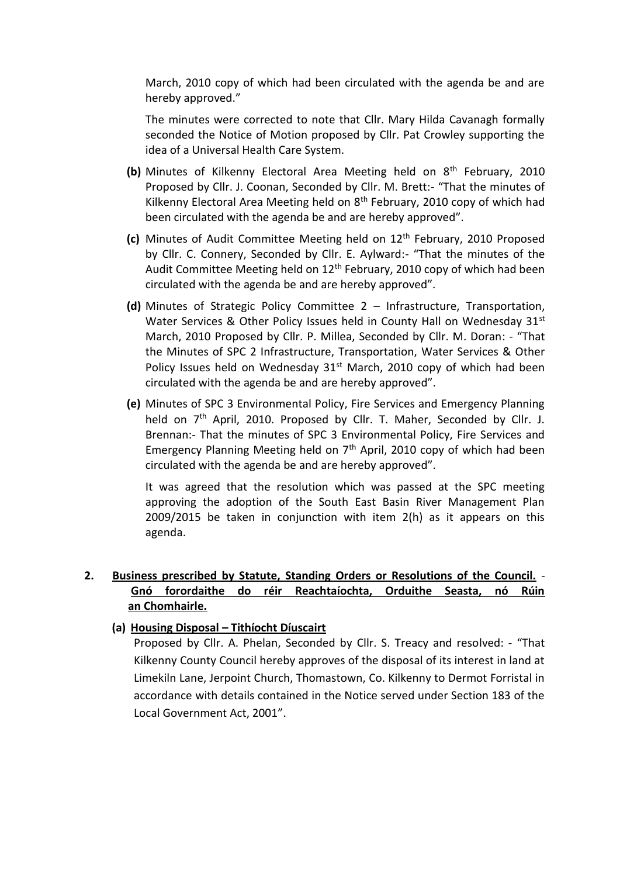March, 2010 copy of which had been circulated with the agenda be and are hereby approved."

The minutes were corrected to note that Cllr. Mary Hilda Cavanagh formally seconded the Notice of Motion proposed by Cllr. Pat Crowley supporting the idea of a Universal Health Care System.

**(b)** Minutes of Kilkenny Electoral Area Meeting held on 8th February, 2010 Proposed by Cllr. J. Coonan, Seconded by Cllr. M. Brett:- "That the minutes of Kilkenny Electoral Area Meeting held on 8th February, 2010 copy of which had been circulated with the agenda be and are hereby approved".

**(c)** Minutes of Audit Committee Meeting held on 12th February, 2010 Proposed by Cllr. C. Connery, Seconded by Cllr. E. Aylward:- "That the minutes of the Audit Committee Meeting held on 12th February, 2010 copy of which had been circulated with the agenda be and are hereby approved".

**(d)** Minutes of Strategic Policy Committee 2 – Infrastructure, Transportation, Water Services & Other Policy Issues held in County Hall on Wednesday 31st March, 2010 Proposed by Cllr. P. Millea, Seconded by Cllr. M. Doran: - "That the Minutes of SPC 2 Infrastructure, Transportation, Water Services & Other Policy Issues held on Wednesday 31st March, 2010 copy of which had been circulated with the agenda be and are hereby approved".

**(e)** Minutes of SPC 3 Environmental Policy, Fire Services and Emergency Planning held on 7th April, 2010. Proposed by Cllr. T. Maher, Seconded by Cllr. J. Brennan:- That the minutes of SPC 3 Environmental Policy, Fire Services and Emergency Planning Meeting held on 7th April, 2010 copy of which had been circulated with the agenda be and are hereby approved".

It was agreed that the resolution which was passed at the SPC meeting approving the adoption of the South East Basin River Management Plan 2009/2015 be taken in conjunction with item 2(h) as it appears on this agenda.

## 2. <u>Business prescribed by Statute, Standing Orders or Resolutions of the Council.</u> - <u>Gnó forordaithe do réir Reachtaíochta, Orduithe Seasta, nó Rúin an Chomhairle.</u>

### (a) <u>Housing Disposal – Tithíocht Díuscairt</u>

Proposed by Cllr. A. Phelan, Seconded by Cllr. S. Treacy and resolved: - "That Kilkenny County Council hereby approves of the disposal of its interest in land at Limekiln Lane, Jerpoint Church, Thomastown, Co. Kilkenny to Dermot Forristal in accordance with details contained in the Notice served under Section 183 of the Local Government Act, 2001".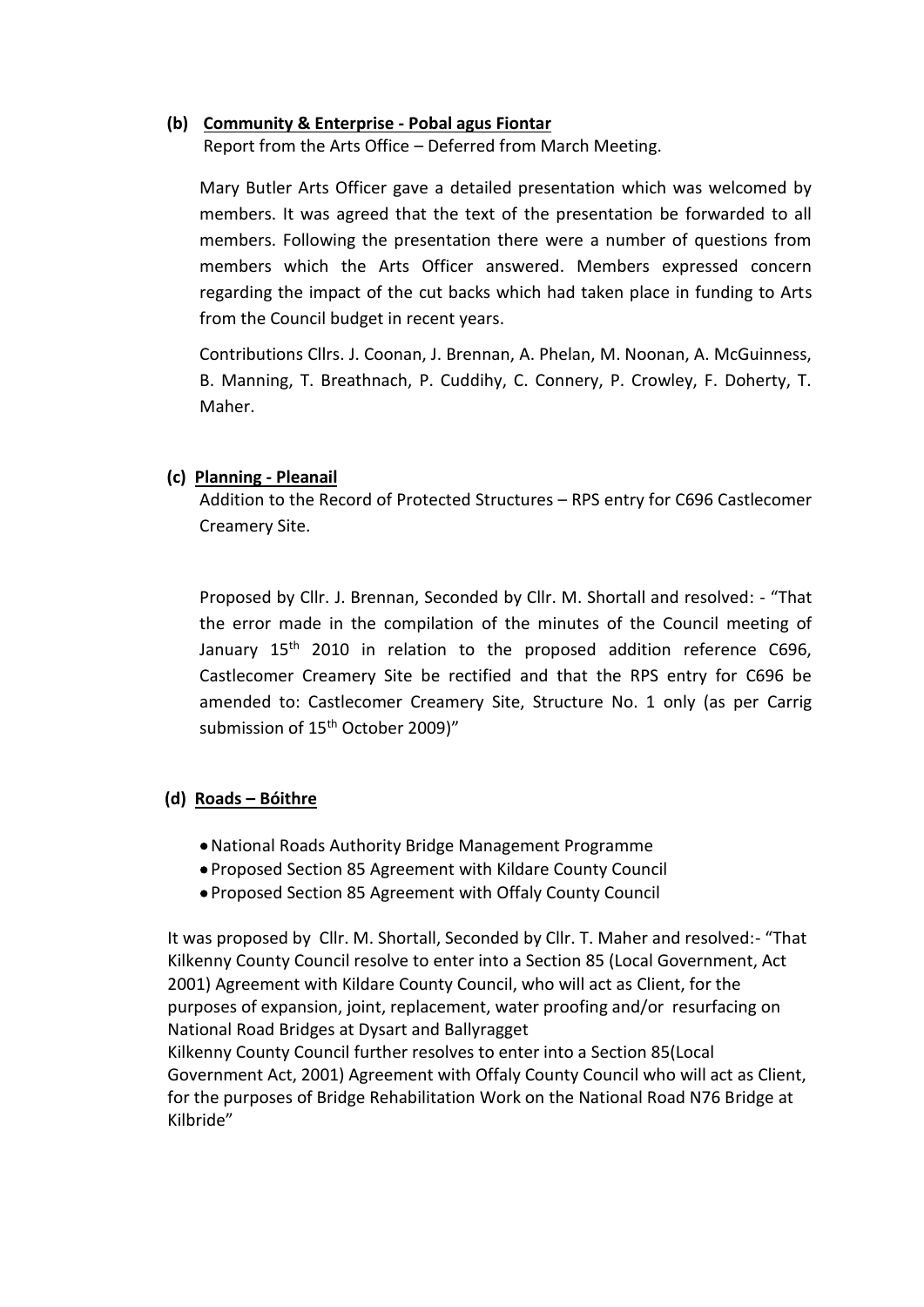**(b) Community & Enterprise - Pobal agus Fiontar**

Report from the Arts Office – Deferred from March Meeting.

Mary Butler Arts Officer gave a detailed presentation which was welcomed by members. It was agreed that the text of the presentation be forwarded to all members. Following the presentation there were a number of questions from members which the Arts Officer answered. Members expressed concern regarding the impact of the cut backs which had taken place in funding to Arts from the Council budget in recent years.

Contributions Cllrs. J. Coonan, J. Brennan, A. Phelan, M. Noonan, A. McGuinness, B. Manning, T. Breathnach, P. Cuddihy, C. Connery, P. Crowley, F. Doherty, T. Maher.

**(c) Planning - Pleanail**

Addition to the Record of Protected Structures – RPS entry for C696 Castlecomer Creamery Site.

Proposed by Cllr. J. Brennan, Seconded by Cllr. M. Shortall and resolved: - "That the error made in the compilation of the minutes of the Council meeting of January 15th 2010 in relation to the proposed addition reference C696, Castlecomer Creamery Site be rectified and that the RPS entry for C696 be amended to: Castlecomer Creamery Site, Structure No. 1 only (as per Carrig submission of 15th October 2009)"

**(d) Roads – Bóithre**

- National Roads Authority Bridge Management Programme
- Proposed Section 85 Agreement with Kildare County Council
- Proposed Section 85 Agreement with Offaly County Council

It was proposed by Cllr. M. Shortall, Seconded by Cllr. T. Maher and resolved:- "That Kilkenny County Council resolve to enter into a Section 85 (Local Government, Act 2001) Agreement with Kildare County Council, who will act as Client, for the purposes of expansion, joint, replacement, water proofing and/or resurfacing on National Road Bridges at Dysart and Ballyragget

Kilkenny County Council further resolves to enter into a Section 85(Local Government Act, 2001) Agreement with Offaly County Council who will act as Client, for the purposes of Bridge Rehabilitation Work on the National Road N76 Bridge at Kilbride"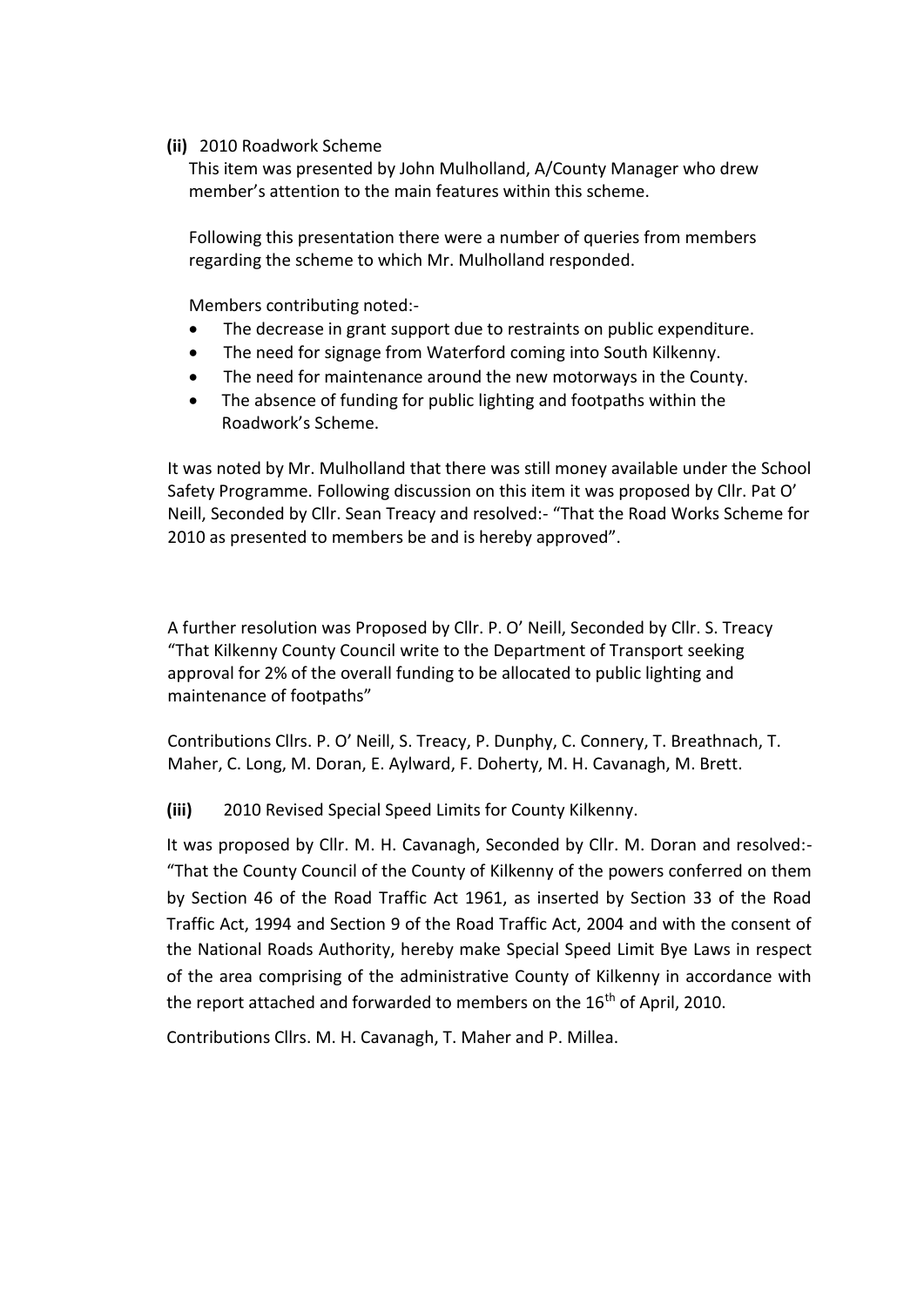**(ii)** 2010 Roadwork Scheme

This item was presented by John Mulholland, A/County Manager who drew member's attention to the main features within this scheme.

Following this presentation there were a number of queries from members regarding the scheme to which Mr. Mulholland responded.

Members contributing noted:-

- The decrease in grant support due to restraints on public expenditure.
- The need for signage from Waterford coming into South Kilkenny.
- The need for maintenance around the new motorways in the County.
- The absence of funding for public lighting and footpaths within the Roadwork's Scheme.

It was noted by Mr. Mulholland that there was still money available under the School Safety Programme. Following discussion on this item it was proposed by Cllr. Pat O' Neill, Seconded by Cllr. Sean Treacy and resolved:- "That the Road Works Scheme for 2010 as presented to members be and is hereby approved".

A further resolution was Proposed by Cllr. P. O' Neill, Seconded by Cllr. S. Treacy "That Kilkenny County Council write to the Department of Transport seeking approval for 2% of the overall funding to be allocated to public lighting and maintenance of footpaths"

Contributions Cllrs. P. O' Neill, S. Treacy, P. Dunphy, C. Connery, T. Breathnach, T. Maher, C. Long, M. Doran, E. Aylward, F. Doherty, M. H. Cavanagh, M. Brett.

**(iii)** 2010 Revised Special Speed Limits for County Kilkenny.

It was proposed by Cllr. M. H. Cavanagh, Seconded by Cllr. M. Doran and resolved:- "That the County Council of the County of Kilkenny of the powers conferred on them by Section 46 of the Road Traffic Act 1961, as inserted by Section 33 of the Road Traffic Act, 1994 and Section 9 of the Road Traffic Act, 2004 and with the consent of the National Roads Authority, hereby make Special Speed Limit Bye Laws in respect of the area comprising of the administrative County of Kilkenny in accordance with the report attached and forwarded to members on the 16th of April, 2010.

Contributions Cllrs. M. H. Cavanagh, T. Maher and P. Millea.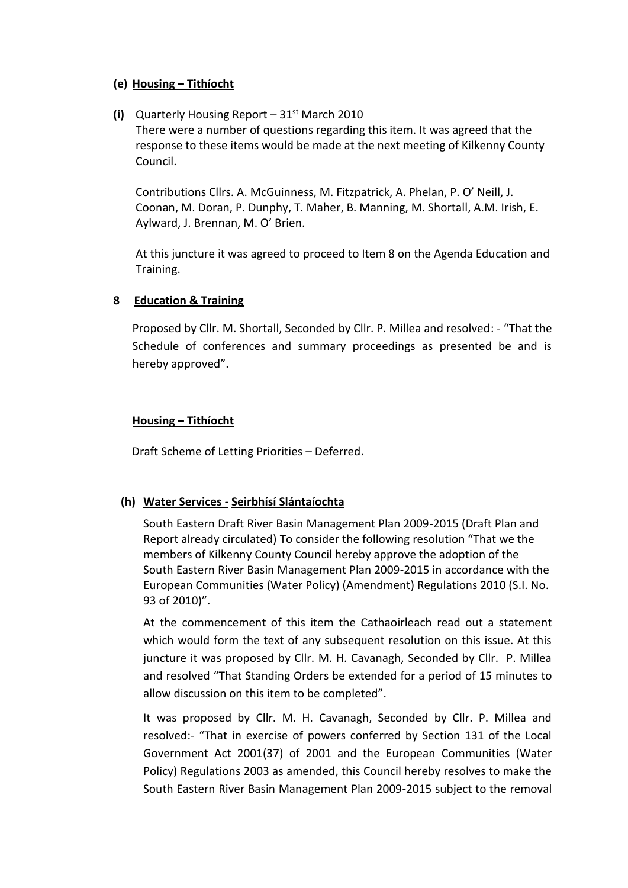**(e) Housing – Tithíocht**

**(i)** Quarterly Housing Report – 31st March 2010

There were a number of questions regarding this item. It was agreed that the response to these items would be made at the next meeting of Kilkenny County Council.

Contributions Cllrs. A. McGuinness, M. Fitzpatrick, A. Phelan, P. O' Neill, J. Coonan, M. Doran, P. Dunphy, T. Maher, B. Manning, M. Shortall, A.M. Irish, E. Aylward, J. Brennan, M. O' Brien.

At this juncture it was agreed to proceed to Item 8 on the Agenda Education and Training.

**8 Education & Training**

Proposed by Cllr. M. Shortall, Seconded by Cllr. P. Millea and resolved: - "That the Schedule of conferences and summary proceedings as presented be and is hereby approved".

**Housing – Tithíocht**

Draft Scheme of Letting Priorities – Deferred.

**(h) Water Services - Seirbhísí Slántaíochta**

South Eastern Draft River Basin Management Plan 2009-2015 (Draft Plan and Report already circulated) To consider the following resolution "That we the members of Kilkenny County Council hereby approve the adoption of the South Eastern River Basin Management Plan 2009-2015 in accordance with the European Communities (Water Policy) (Amendment) Regulations 2010 (S.I. No. 93 of 2010)".

At the commencement of this item the Cathaoirleach read out a statement which would form the text of any subsequent resolution on this issue. At this juncture it was proposed by Cllr. M. H. Cavanagh, Seconded by Cllr. P. Millea and resolved "That Standing Orders be extended for a period of 15 minutes to allow discussion on this item to be completed".

It was proposed by Cllr. M. H. Cavanagh, Seconded by Cllr. P. Millea and resolved:- "That in exercise of powers conferred by Section 131 of the Local Government Act 2001(37) of 2001 and the European Communities (Water Policy) Regulations 2003 as amended, this Council hereby resolves to make the South Eastern River Basin Management Plan 2009-2015 subject to the removal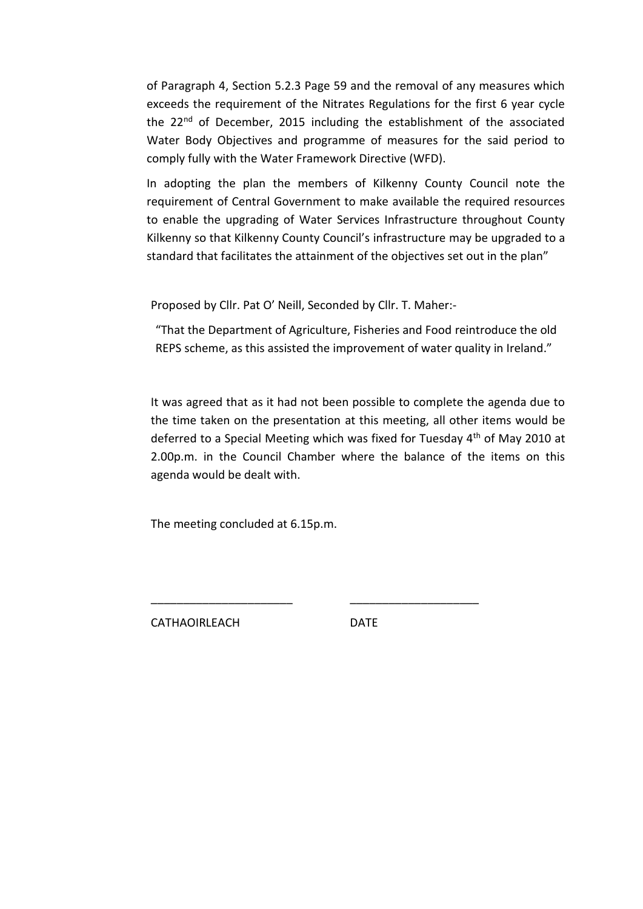of Paragraph 4, Section 5.2.3 Page 59 and the removal of any measures which exceeds the requirement of the Nitrates Regulations for the first 6 year cycle the 22nd of December, 2015 including the establishment of the associated Water Body Objectives and programme of measures for the said period to comply fully with the Water Framework Directive (WFD).

In adopting the plan the members of Kilkenny County Council note the requirement of Central Government to make available the required resources to enable the upgrading of Water Services Infrastructure throughout County Kilkenny so that Kilkenny County Council's infrastructure may be upgraded to a standard that facilitates the attainment of the objectives set out in the plan"

Proposed by Cllr. Pat O' Neill, Seconded by Cllr. T. Maher:-

"That the Department of Agriculture, Fisheries and Food reintroduce the old REPS scheme, as this assisted the improvement of water quality in Ireland."

It was agreed that as it had not been possible to complete the agenda due to the time taken on the presentation at this meeting, all other items would be deferred to a Special Meeting which was fixed for Tuesday 4th of May 2010 at 2.00p.m. in the Council Chamber where the balance of the items on this agenda would be dealt with.

The meeting concluded at 6.15p.m.

______________________ ____________________

CATHAOIRLEACH DATE